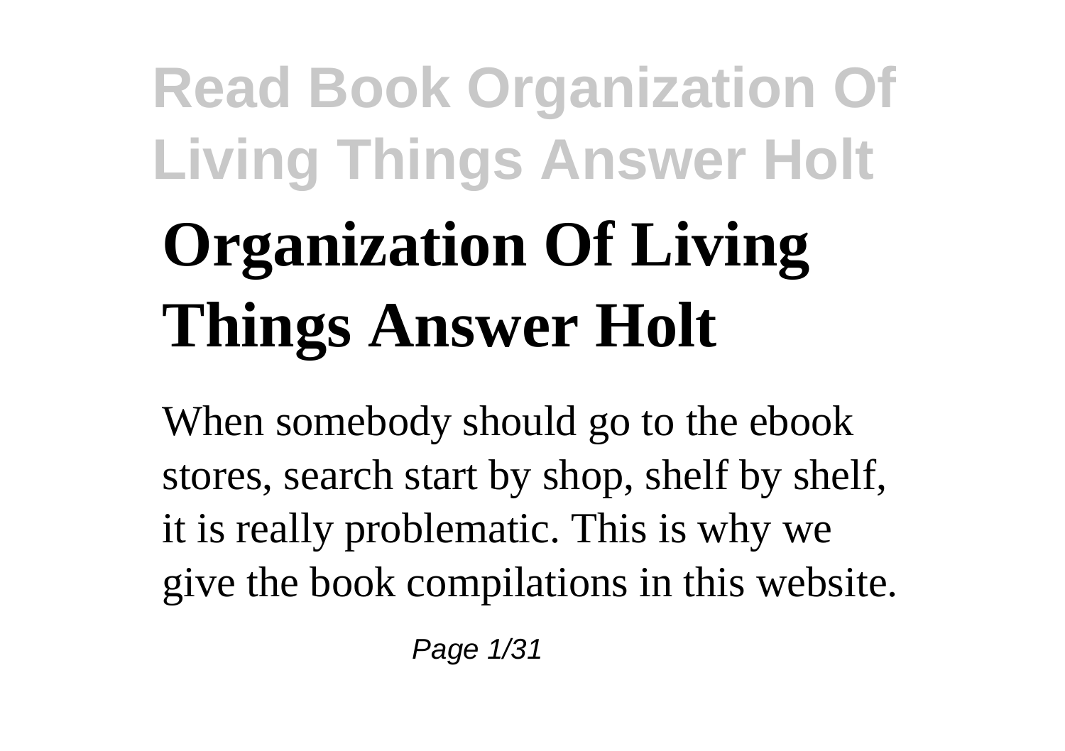# Organization Of Living Things Answer Holt

When somebody should go to the ebook stores, search start by shop, shelf by shelf, it is really problematic. This is why we give the book compilations in this website.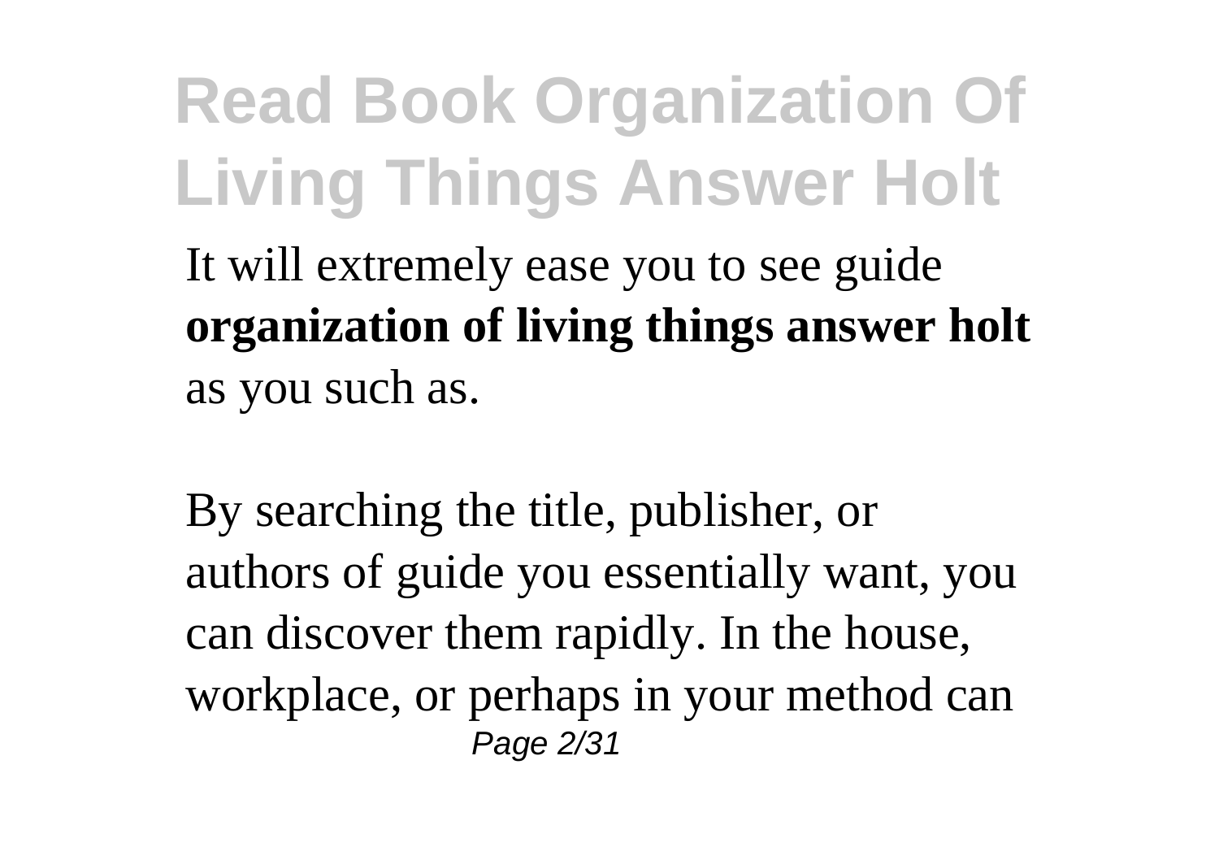It will extremely ease you to see guide **organization of living things answer holt** as you such as.

By searching the title, publisher, or authors of guide you essentially want, you can discover them rapidly. In the house, workplace, or perhaps in your method can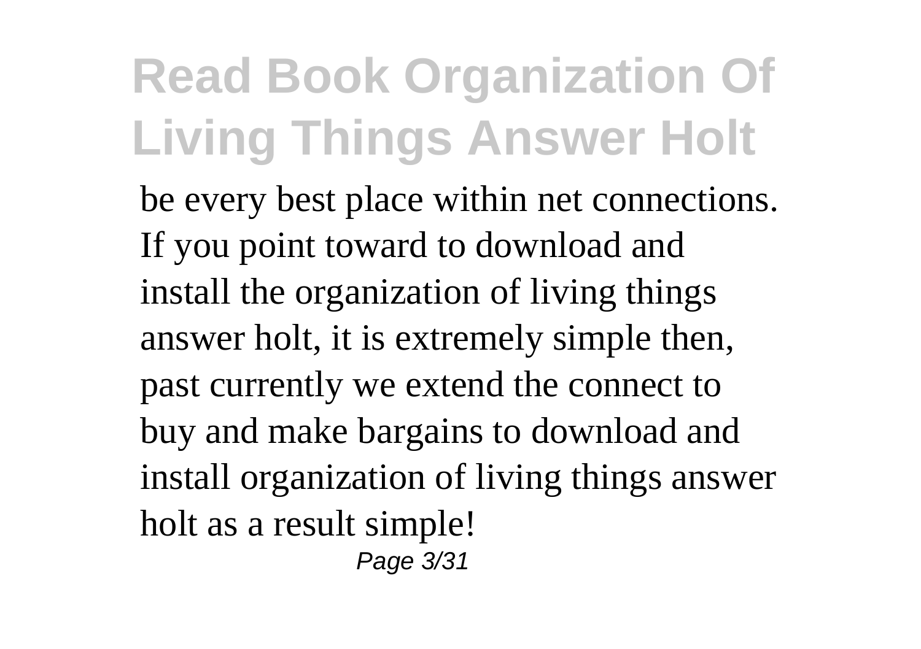be every best place within net connections. If you point toward to download and install the organization of living things answer holt, it is extremely simple then, past currently we extend the connect to buy and make bargains to download and install organization of living things answer holt as a result simple!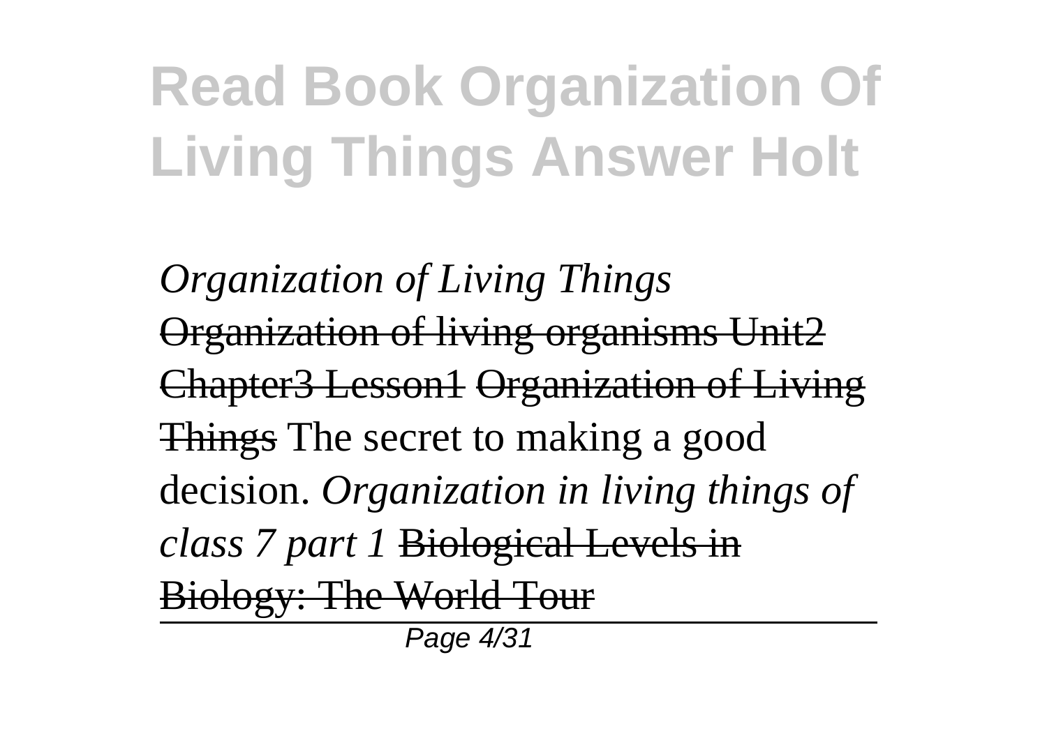# Read Book Organization Of Living Things Answer Holt

*Organization of Living Things* ~~Organization of living organisms Unit2 Chapter3 Lesson1~~ ~~Organization of Living Things~~ The secret to making a good decision. *Organization in living things of class 7 part 1* ~~Biological Levels in Biology: The World Tour~~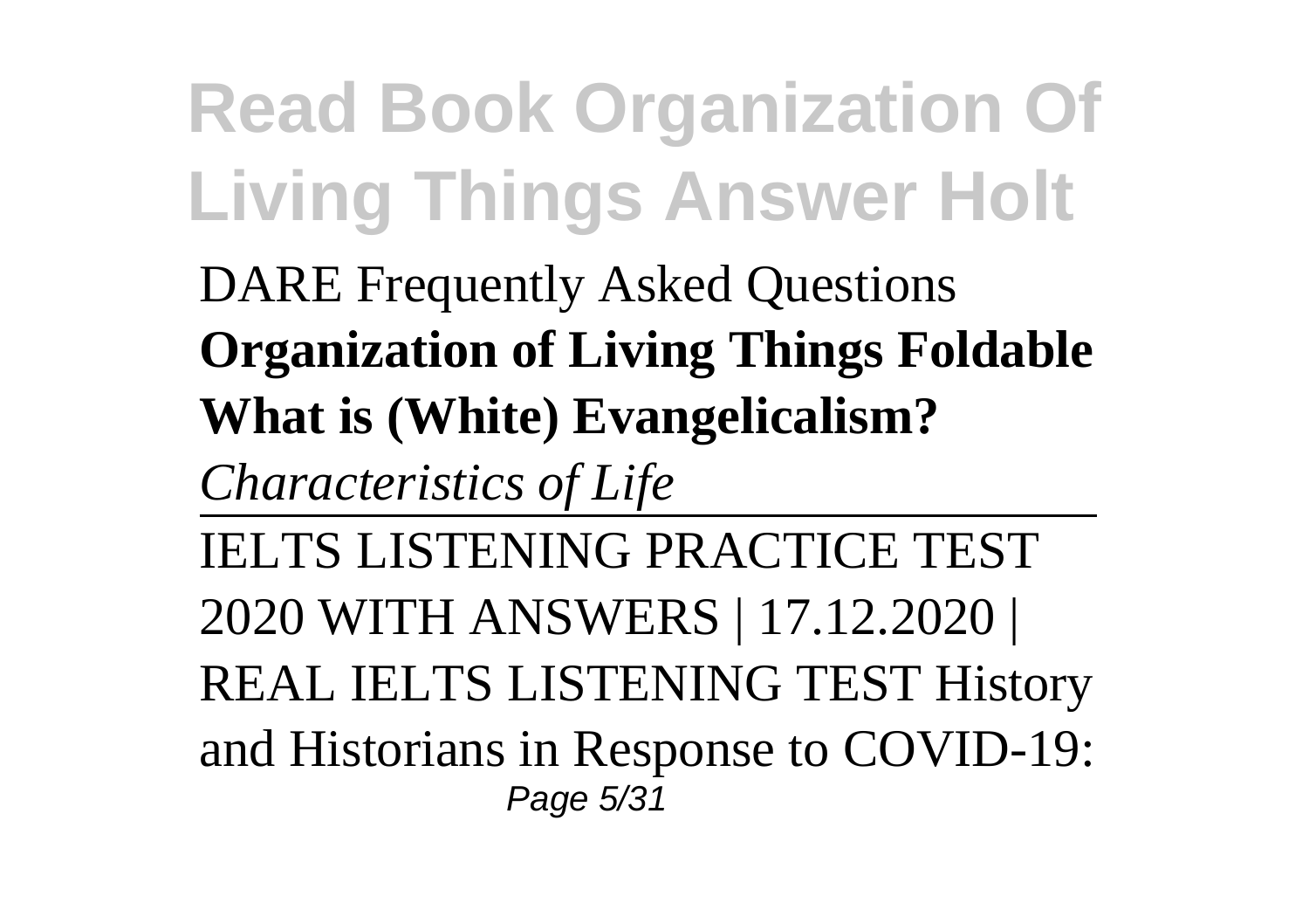DARE Frequently Asked Questions
**Organization of Living Things Foldable**
**What is (White) Evangelicalism?**
*Characteristics of Life*

IELTS LISTENING PRACTICE TEST 2020 WITH ANSWERS | 17.12.2020 | REAL IELTS LISTENING TEST History and Historians in Response to COVID-19: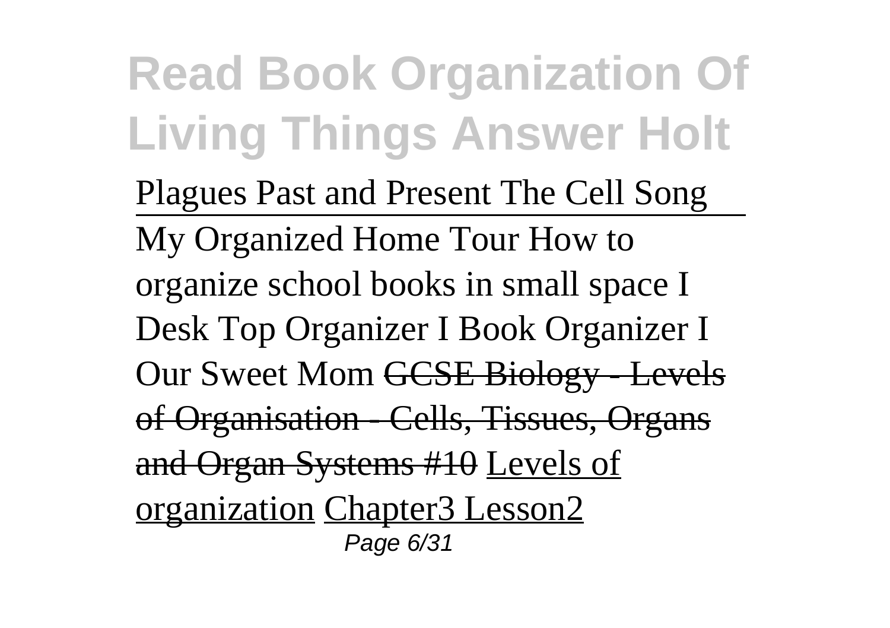Plagues Past and Present The Cell Song

My Organized Home Tour How to organize school books in small space I Desk Top Organizer I Book Organizer I Our Sweet Mom ~~GCSE Biology - Levels of Organisation - Cells, Tissues, Organs and Organ Systems #10~~ Levels of organization Chapter3 Lesson2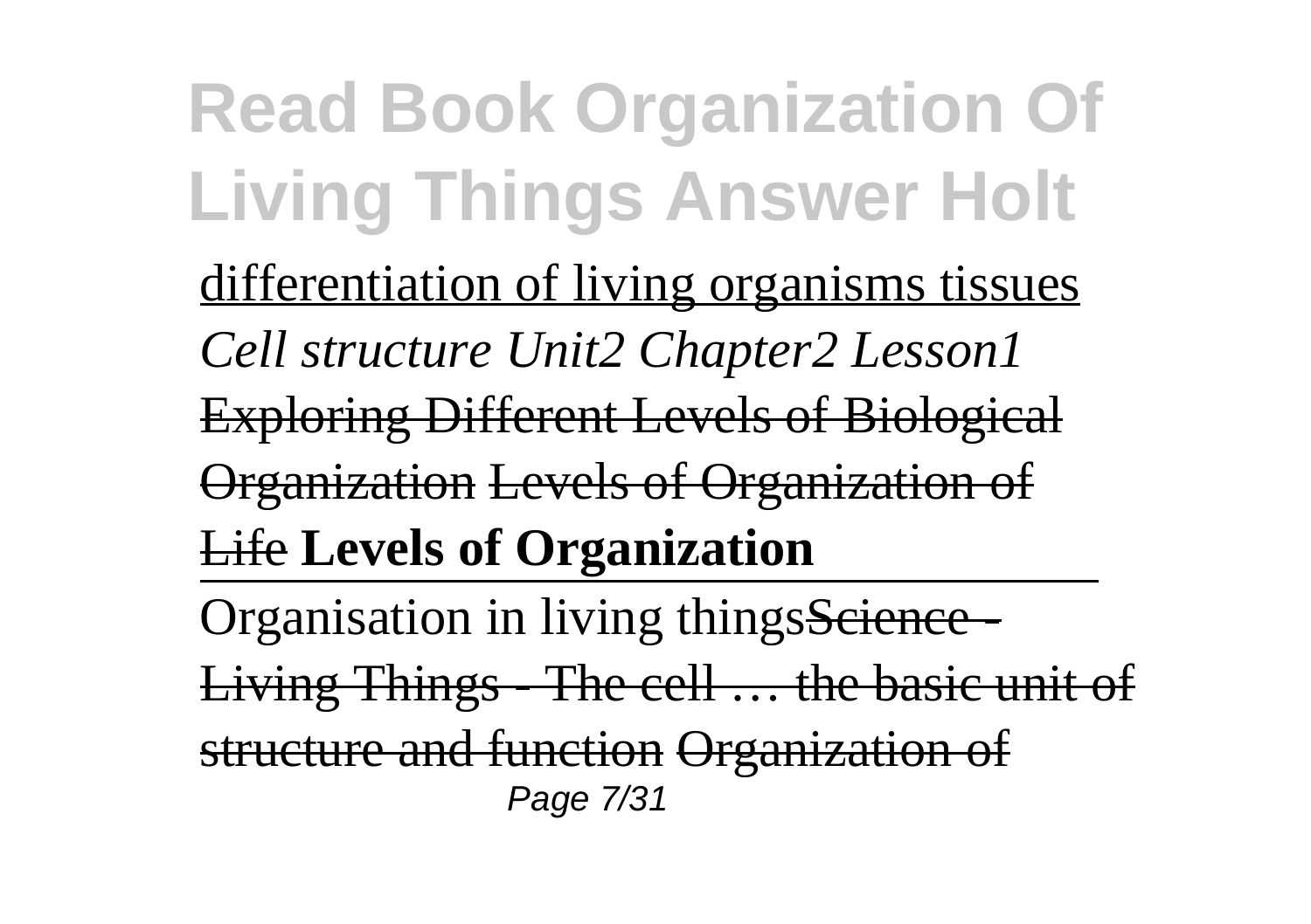differentiation of living organisms tissues *Cell structure Unit2 Chapter2 Lesson1* Exploring Different Levels of Biological Organization Levels of Organization of Life **Levels of Organization**

Organisation in living thingsScience - Living Things - The cell … the basic unit of structure and function Organization of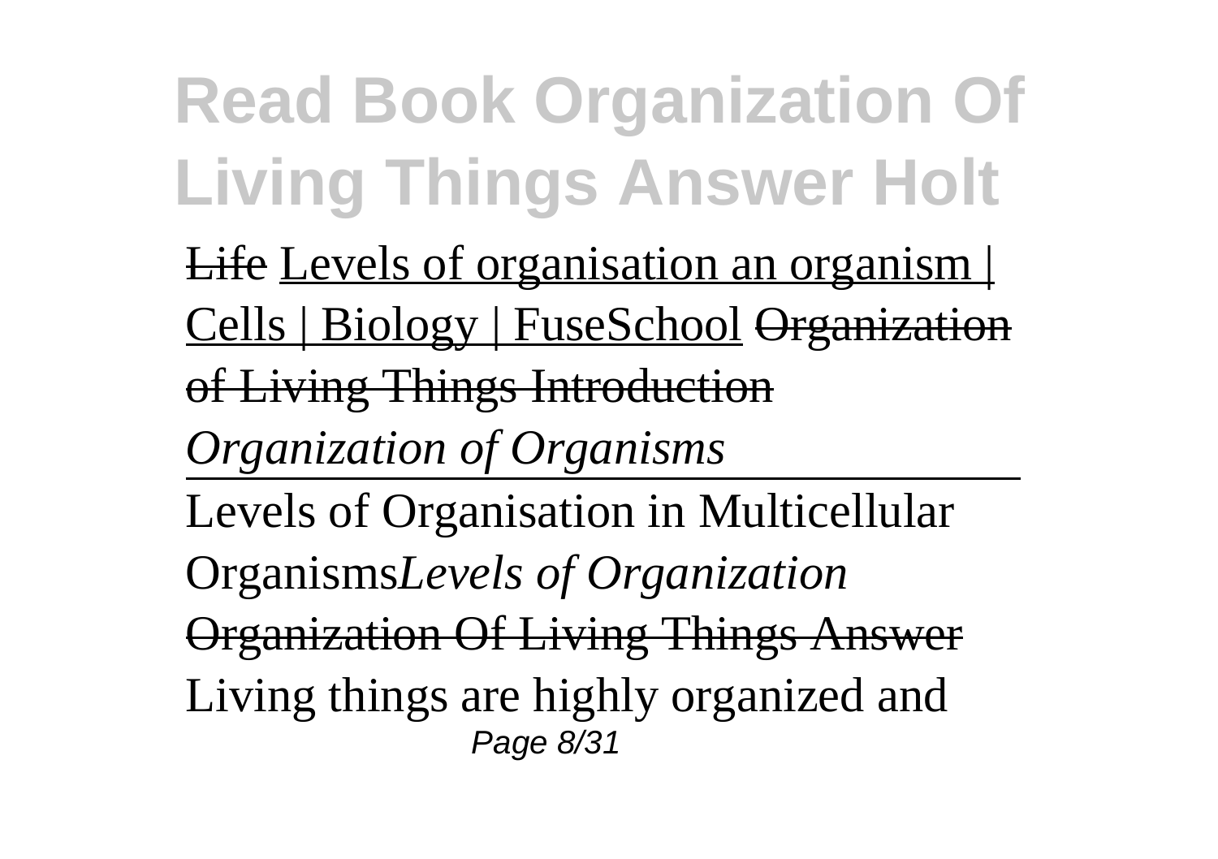~~Life~~ Levels of organisation an organism | Cells | Biology | FuseSchool ~~Organization of Living Things Introduction~~

*Organization of Organisms*

---

Levels of Organisation in Multicellular Organisms*Levels of Organization*

~~Organization Of Living Things Answer~~

Living things are highly organized and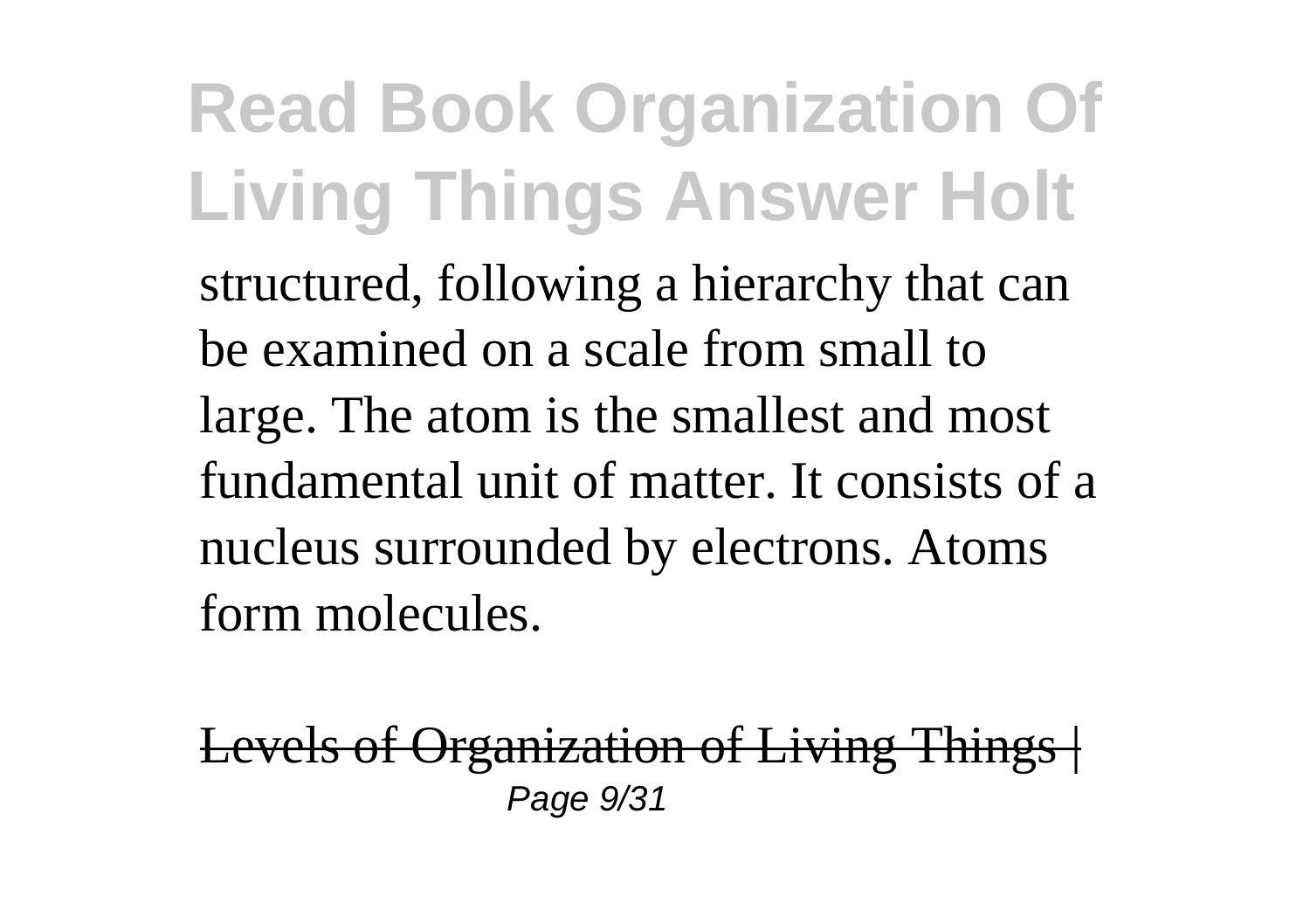structured, following a hierarchy that can be examined on a scale from small to large. The atom is the smallest and most fundamental unit of matter. It consists of a nucleus surrounded by electrons. Atoms form molecules.

~~Levels of Organization of Living Things |~~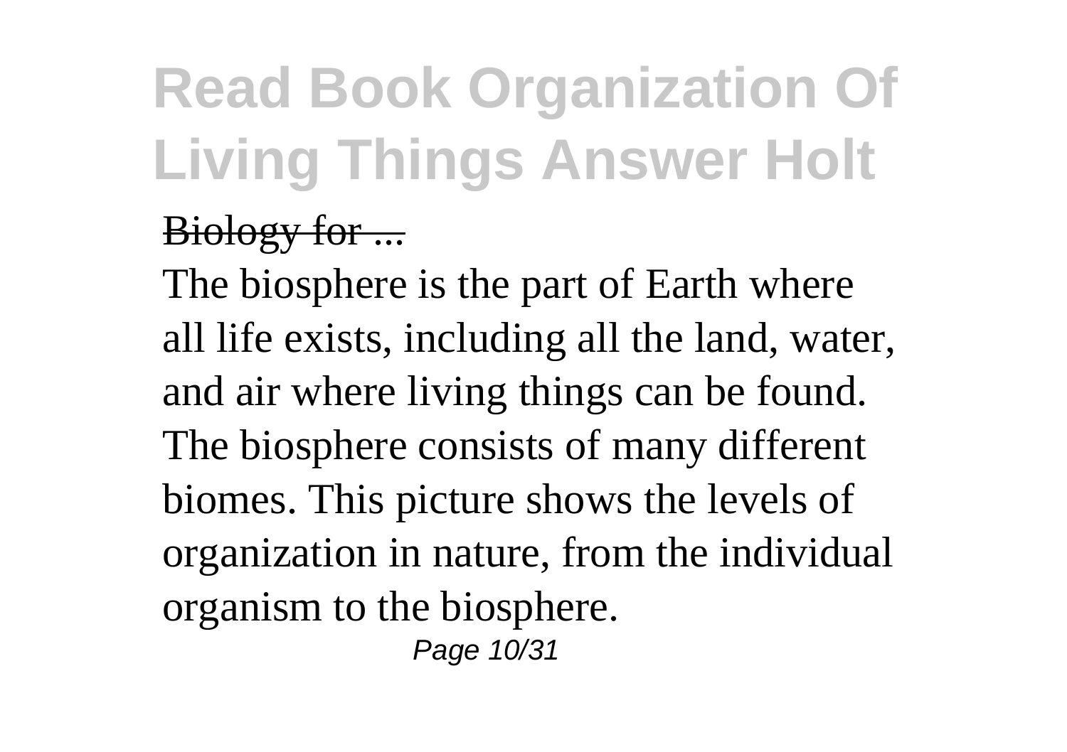Biology for ...

The biosphere is the part of Earth where all life exists, including all the land, water, and air where living things can be found. The biosphere consists of many different biomes. This picture shows the levels of organization in nature, from the individual organism to the biosphere.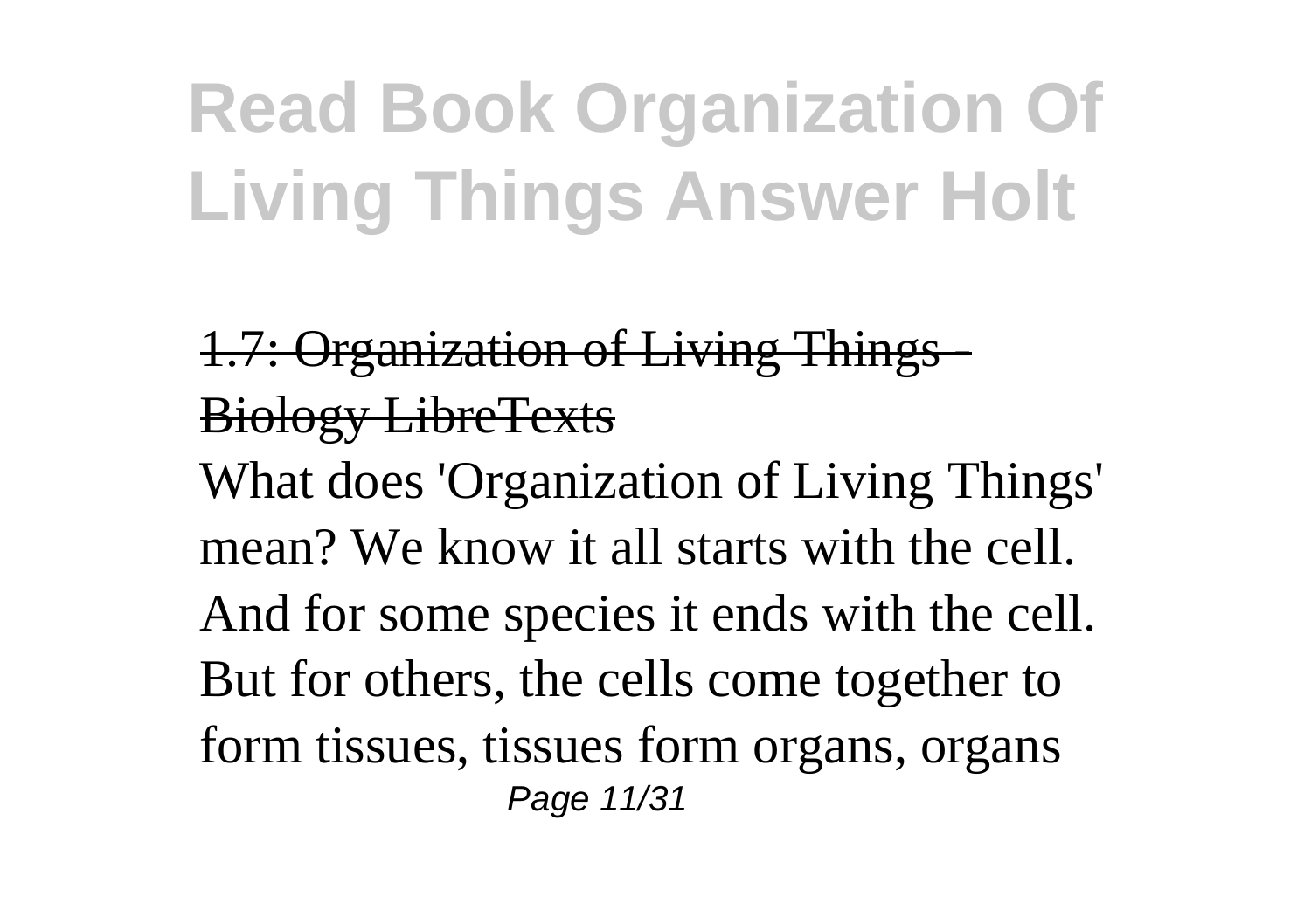1.7: Organization of Living Things - Biology LibreTexts

What does 'Organization of Living Things' mean? We know it all starts with the cell. And for some species it ends with the cell. But for others, the cells come together to form tissues, tissues form organs, organs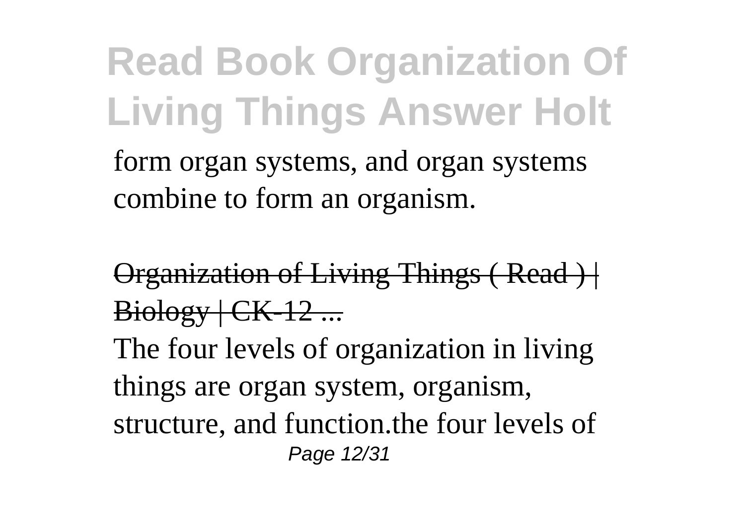form organ systems, and organ systems combine to form an organism.

Organization of Living Things ( Read ) | Biology | CK-12 ...

The four levels of organization in living things are organ system, organism, structure, and function.the four levels of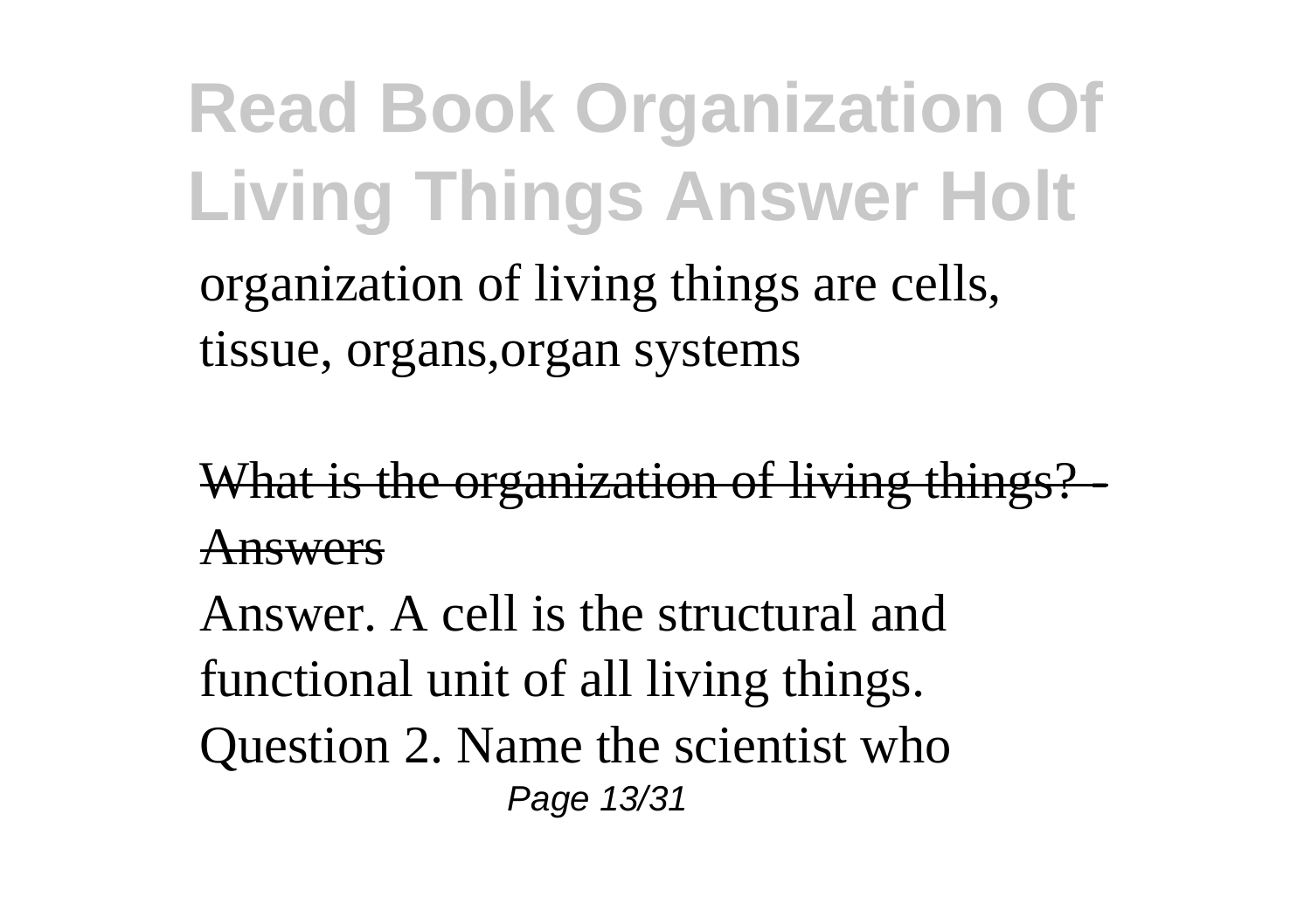organization of living things are cells, tissue, organs,organ systems

What is the organization of living things? - Answers

Answer. A cell is the structural and functional unit of all living things. Question 2. Name the scientist who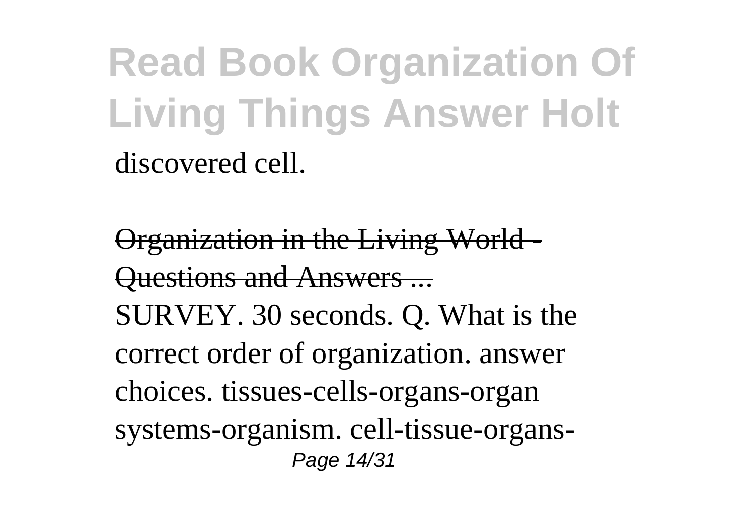discovered cell.

Organization in the Living World - Questions and Answers ...

SURVEY. 30 seconds. Q. What is the correct order of organization. answer choices. tissues-cells-organs-organ systems-organism. cell-tissue-organs-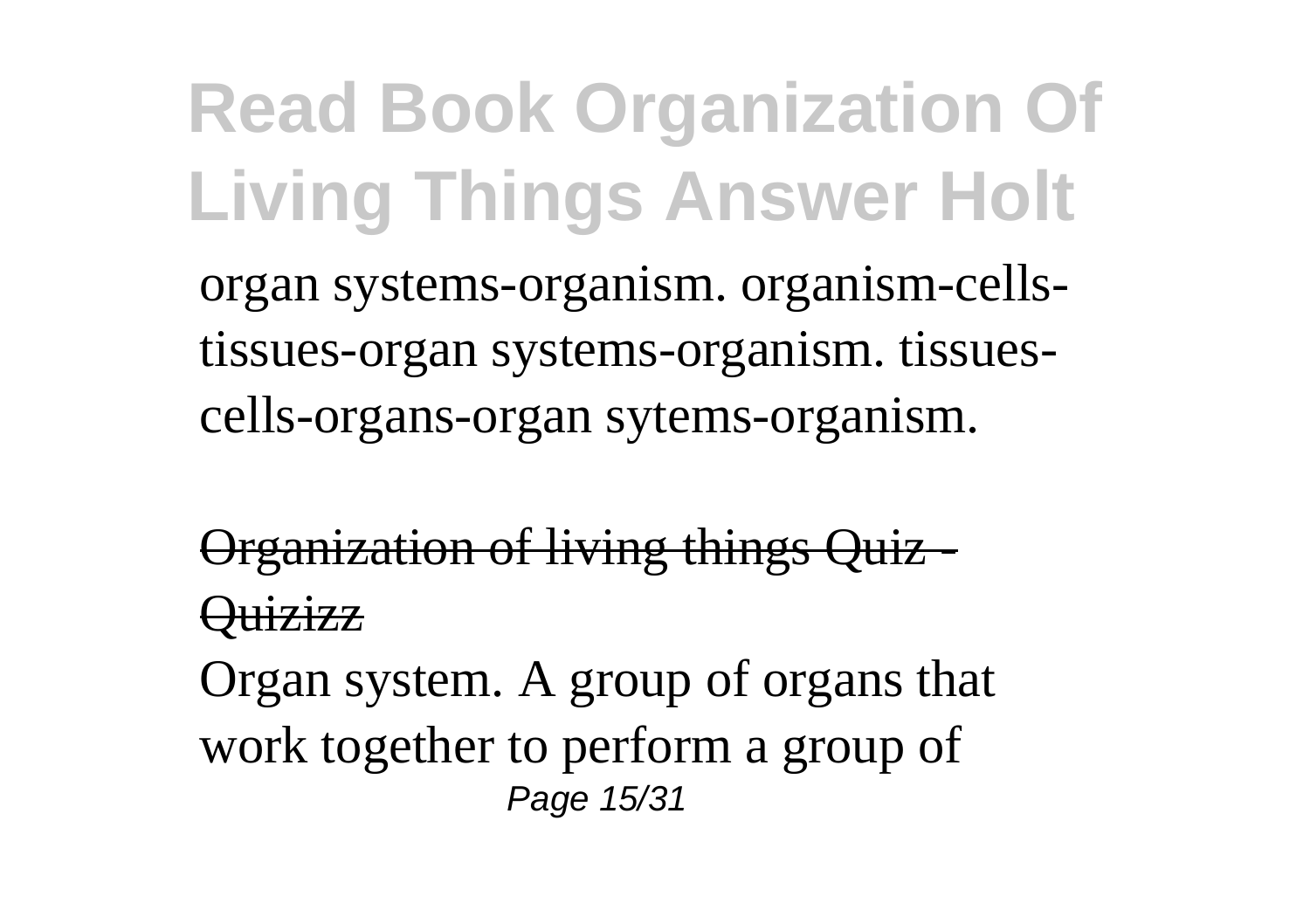organ systems-organism. organism-cells-tissues-organ systems-organism. tissues-cells-organs-organ sytems-organism.

~~Organization of living things Quiz - Quizizz~~

Organ system. A group of organs that work together to perform a group of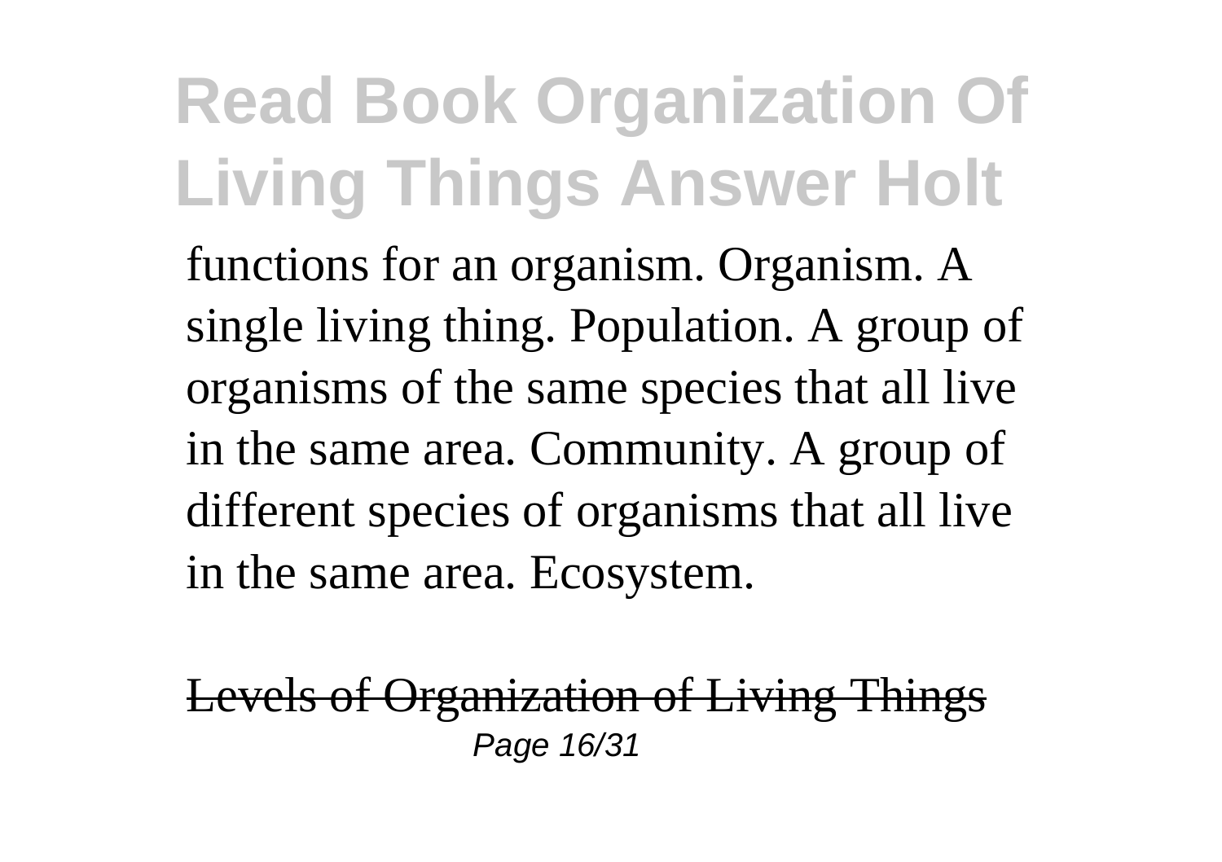functions for an organism. Organism. A single living thing. Population. A group of organisms of the same species that all live in the same area. Community. A group of different species of organisms that all live in the same area. Ecosystem.

~~Levels of Organization of Living Things~~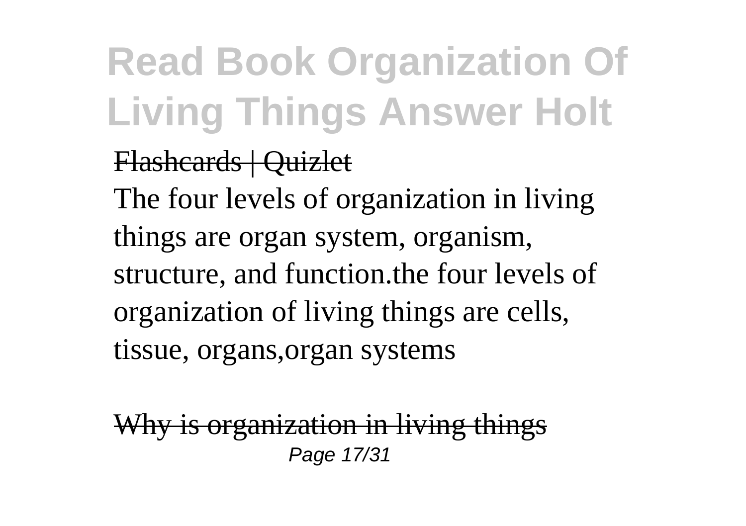Flashcards | Quizlet

The four levels of organization in living things are organ system, organism, structure, and function.the four levels of organization of living things are cells, tissue, organs,organ systems

Why is organization in living things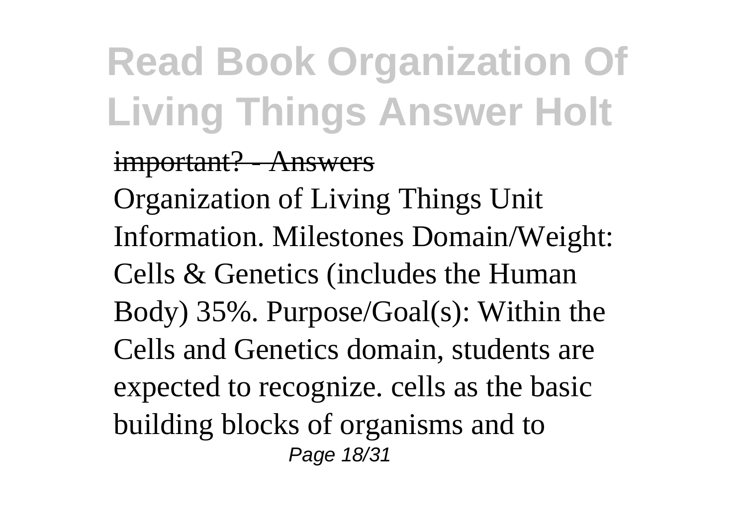important? - Answers

Organization of Living Things Unit Information. Milestones Domain/Weight: Cells & Genetics (includes the Human Body) 35%. Purpose/Goal(s): Within the Cells and Genetics domain, students are expected to recognize. cells as the basic building blocks of organisms and to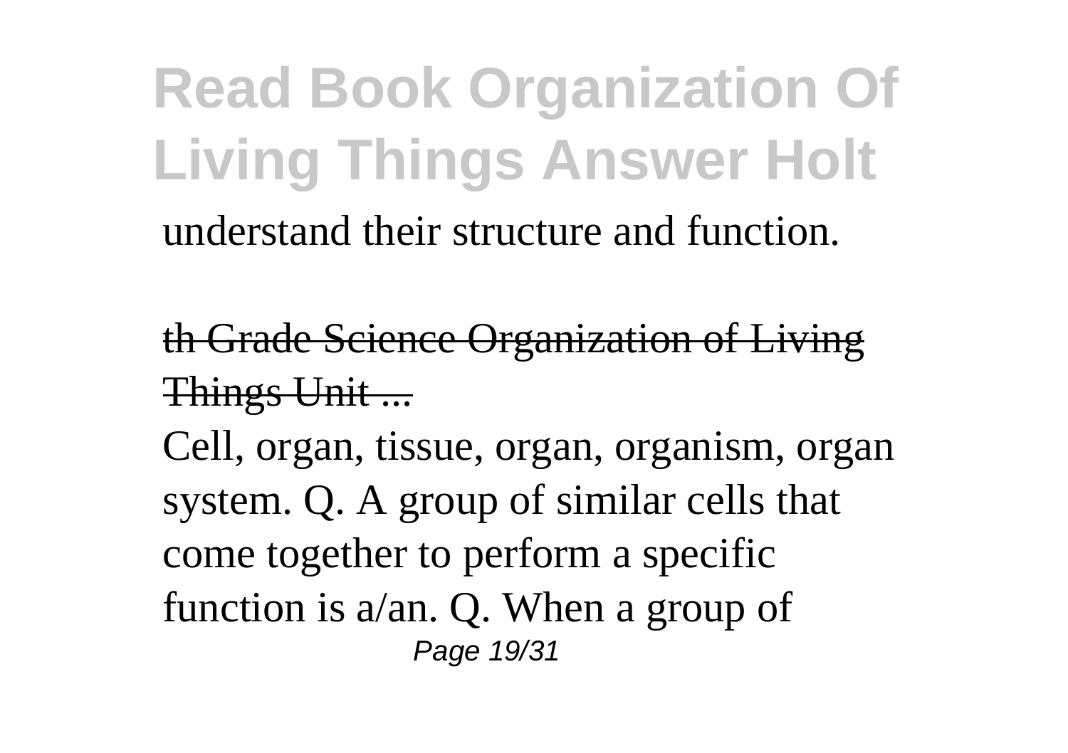understand their structure and function.

th Grade Science Organization of Living Things Unit ...

Cell, organ, tissue, organ, organism, organ system. Q. A group of similar cells that come together to perform a specific function is a/an. Q. When a group of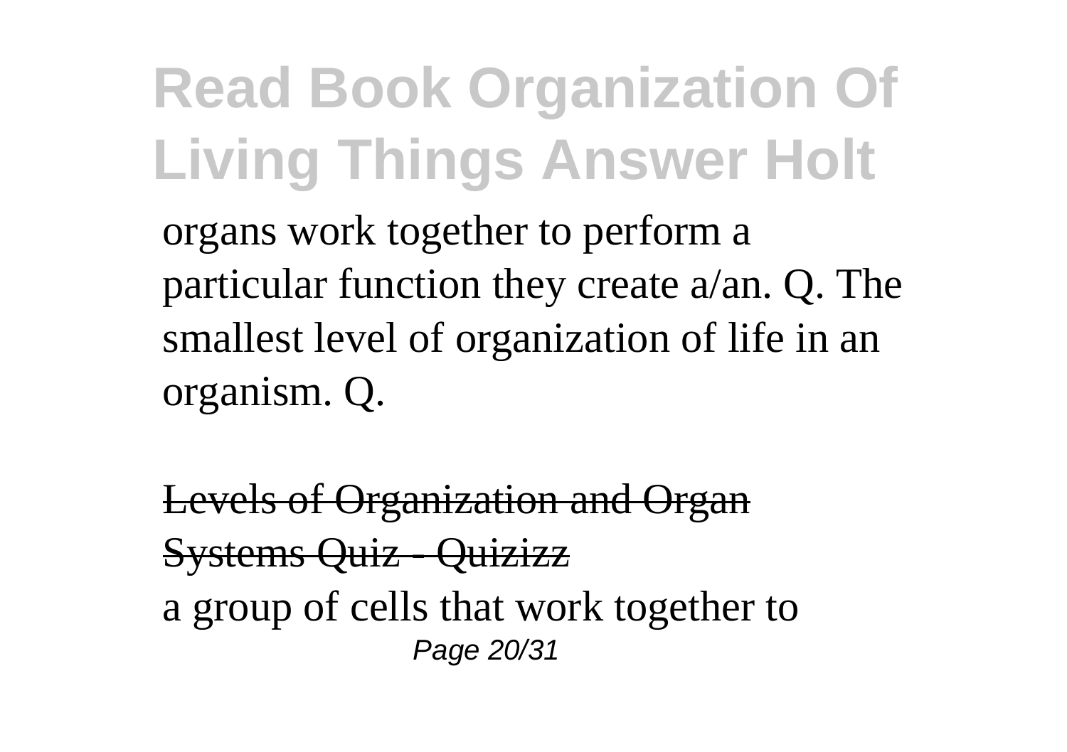organs work together to perform a particular function they create a/an. Q. The smallest level of organization of life in an organism. Q.

Levels of Organization and Organ Systems Quiz - Quizizz

a group of cells that work together to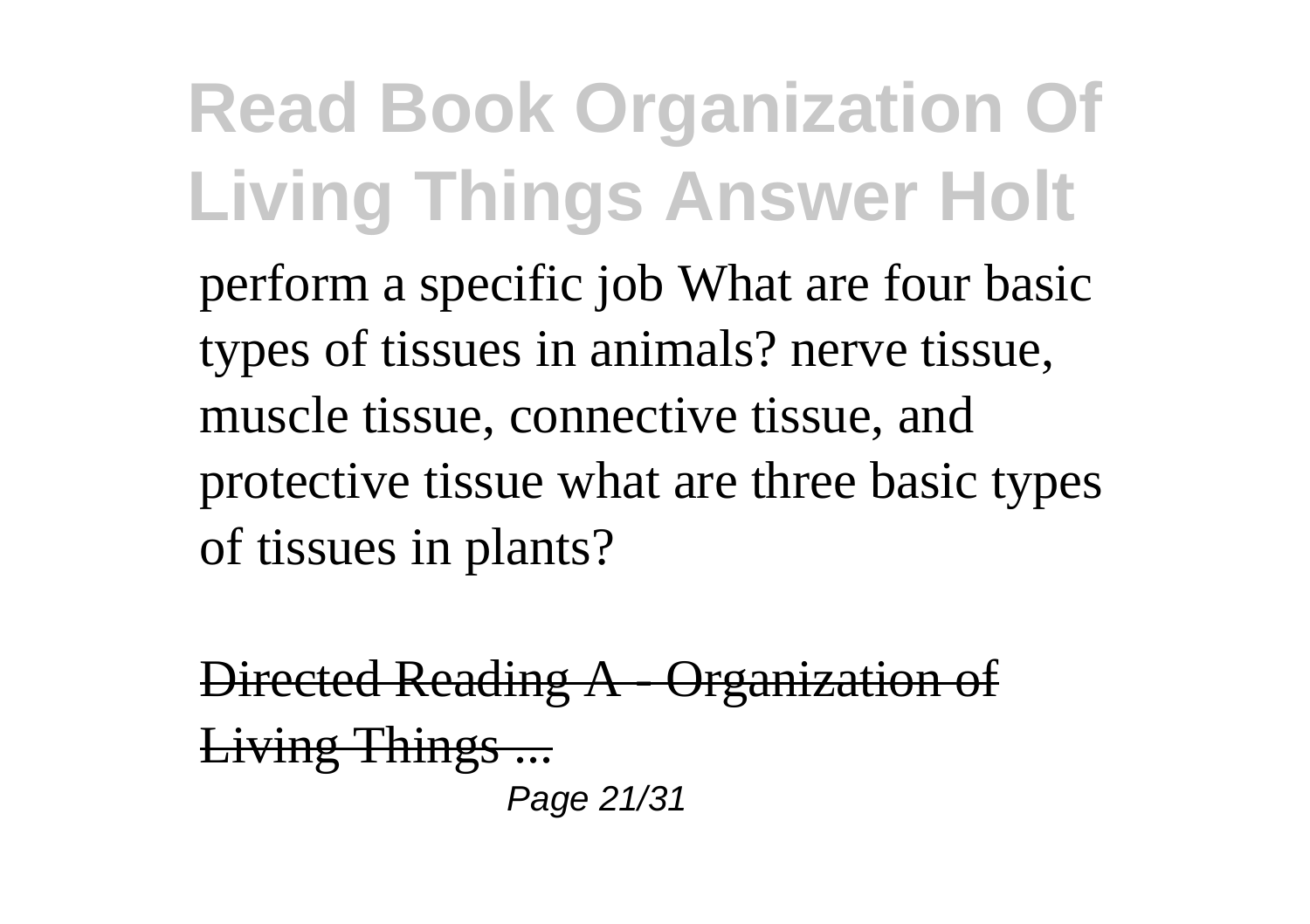perform a specific job What are four basic types of tissues in animals? nerve tissue, muscle tissue, connective tissue, and protective tissue what are three basic types of tissues in plants?

Directed Reading A - Organization of Living Things ...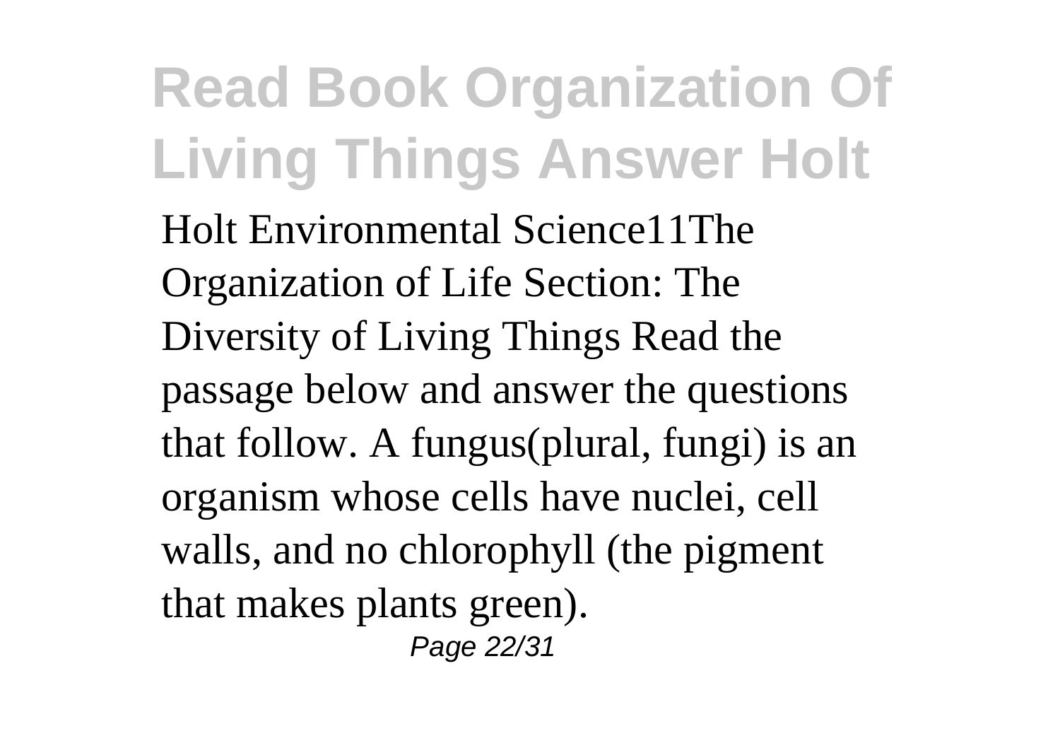Holt Environmental Science11The Organization of Life Section: The Diversity of Living Things Read the passage below and answer the questions that follow. A fungus(plural, fungi) is an organism whose cells have nuclei, cell walls, and no chlorophyll (the pigment that makes plants green).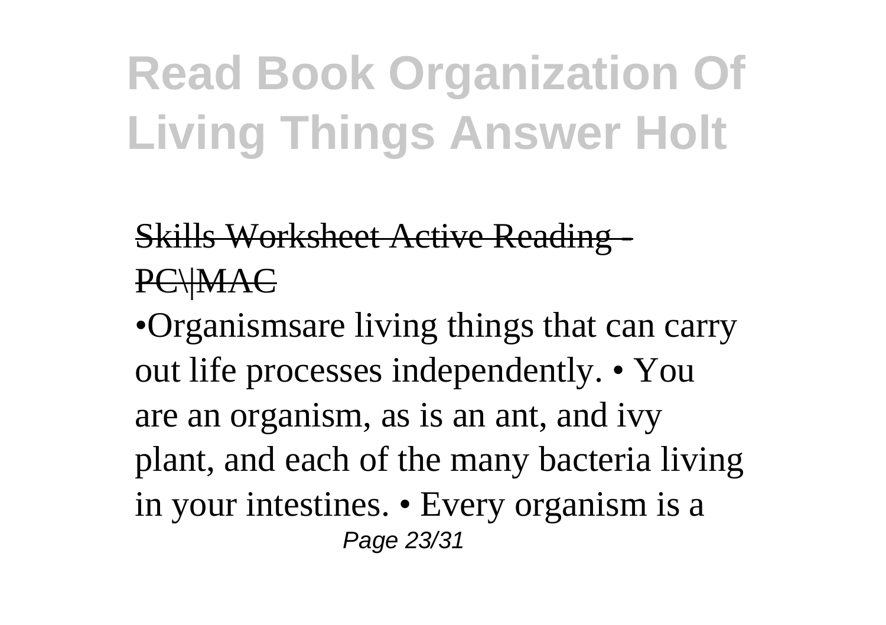# Read Book Organization Of Living Things Answer Holt

Skills Worksheet Active Reading - PC\|MAC

•Organismsare living things that can carry out life processes independently. • You are an organism, as is an ant, and ivy plant, and each of the many bacteria living in your intestines. • Every organism is a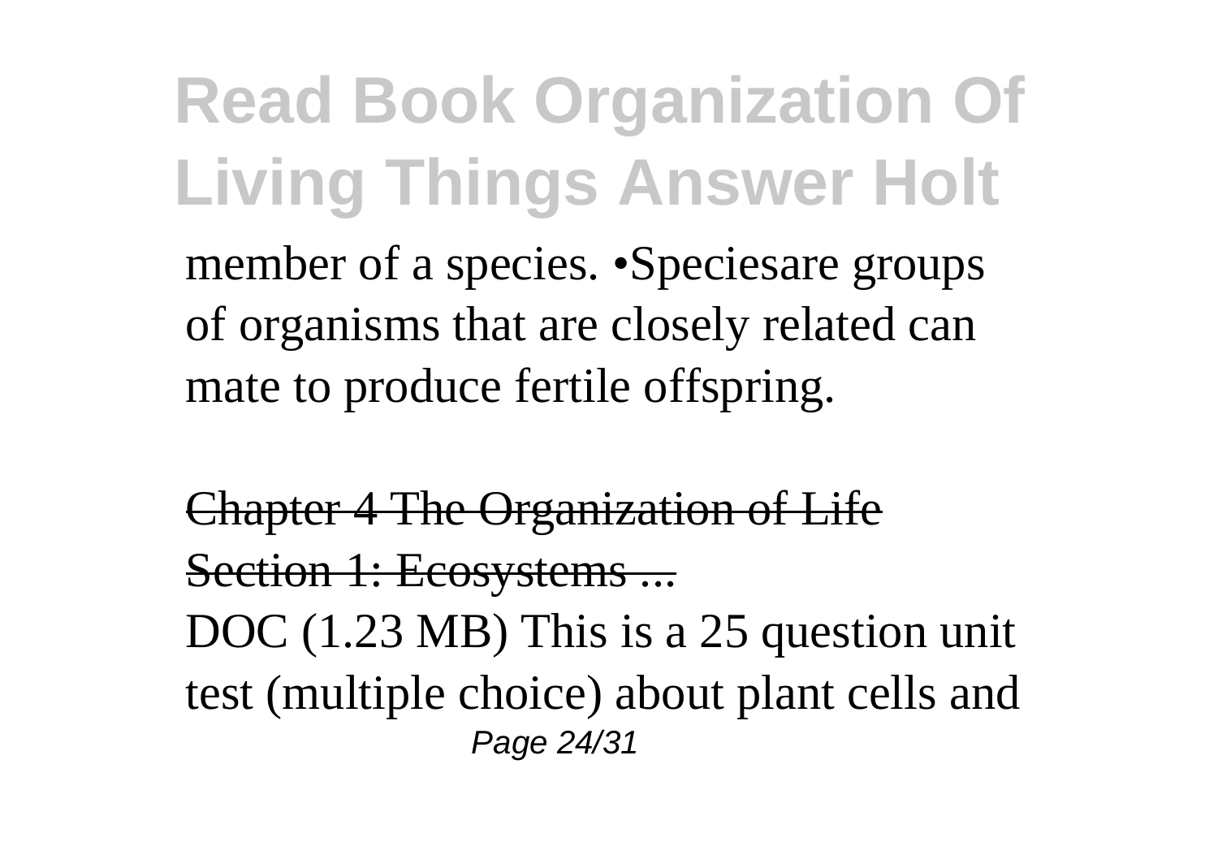member of a species. •Speciesare groups of organisms that are closely related can mate to produce fertile offspring.

~~Chapter 4 The Organization of Life Section 1: Ecosystems ...~~

DOC (1.23 MB) This is a 25 question unit test (multiple choice) about plant cells and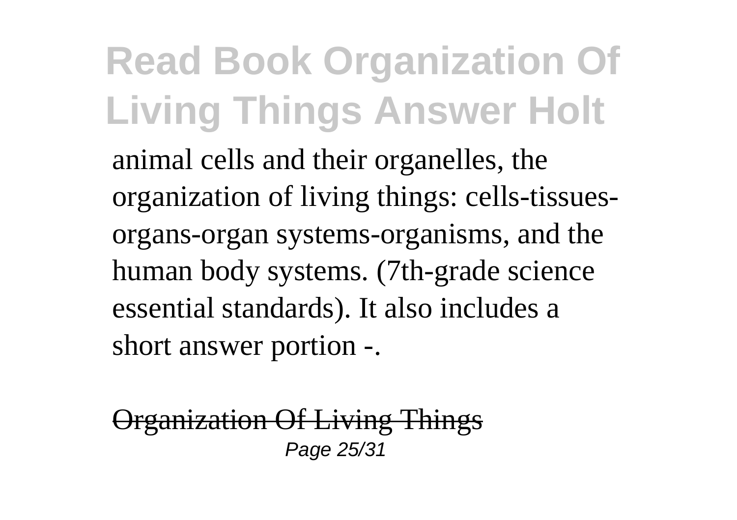animal cells and their organelles, the organization of living things: cells-tissues-organs-organ systems-organisms, and the human body systems. (7th-grade science essential standards). It also includes a short answer portion -.

~~Organization Of Living Things~~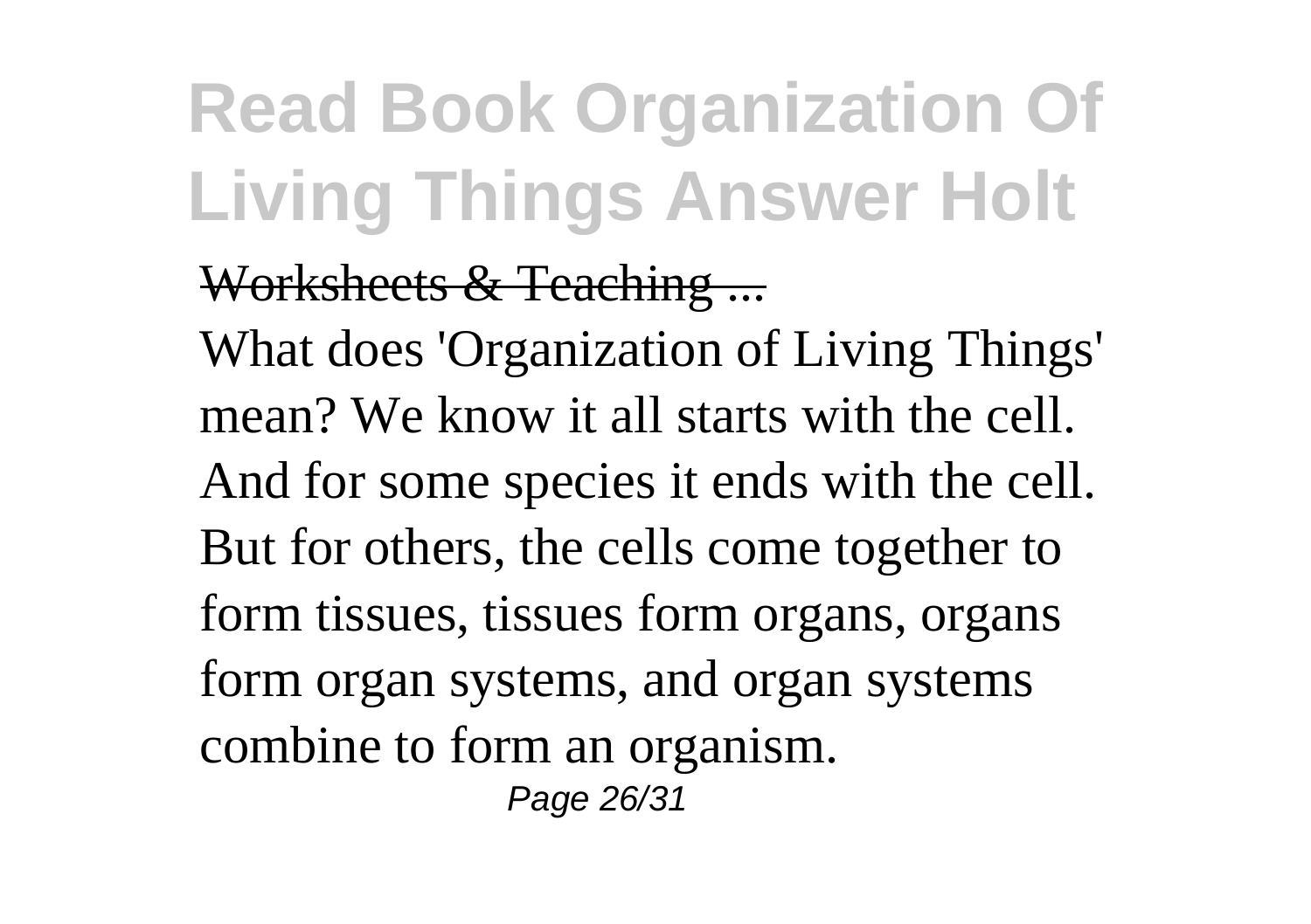Worksheets & Teaching ...

What does 'Organization of Living Things' mean? We know it all starts with the cell. And for some species it ends with the cell. But for others, the cells come together to form tissues, tissues form organs, organs form organ systems, and organ systems combine to form an organism.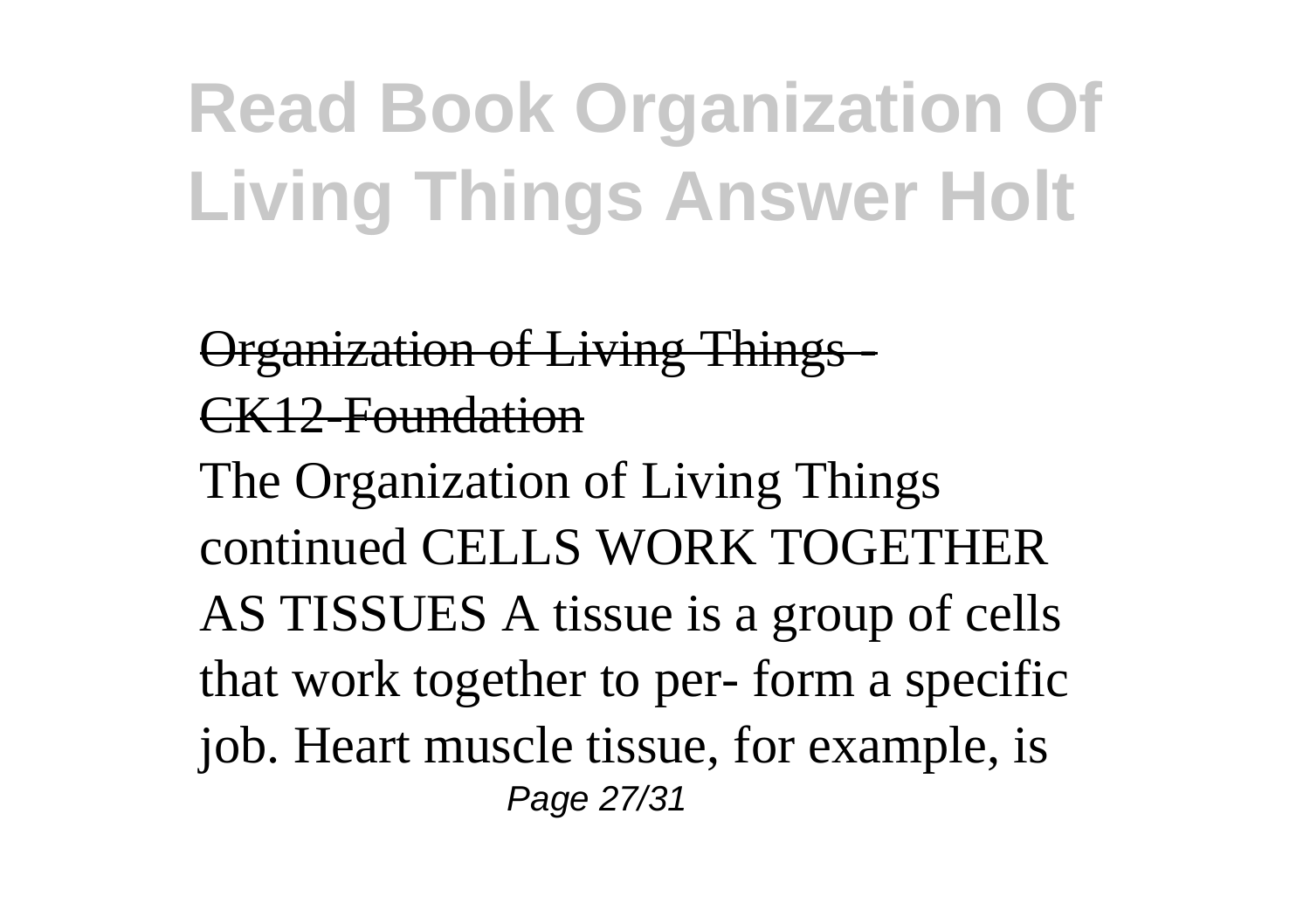# Read Book Organization Of Living Things Answer Holt

~~Organization of Living Things - CK12-Foundation~~

The Organization of Living Things continued CELLS WORK TOGETHER AS TISSUES A tissue is a group of cells that work together to per- form a specific job. Heart muscle tissue, for example, is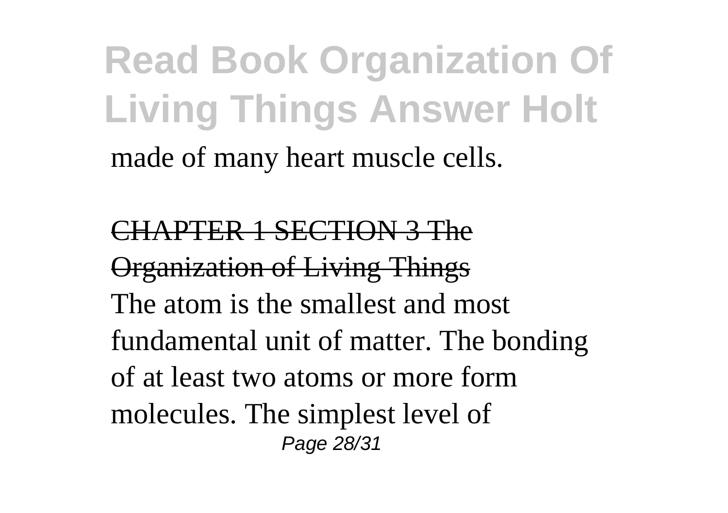made of many heart muscle cells.

CHAPTER 1 SECTION 3 The Organization of Living Things

The atom is the smallest and most fundamental unit of matter. The bonding of at least two atoms or more form molecules. The simplest level of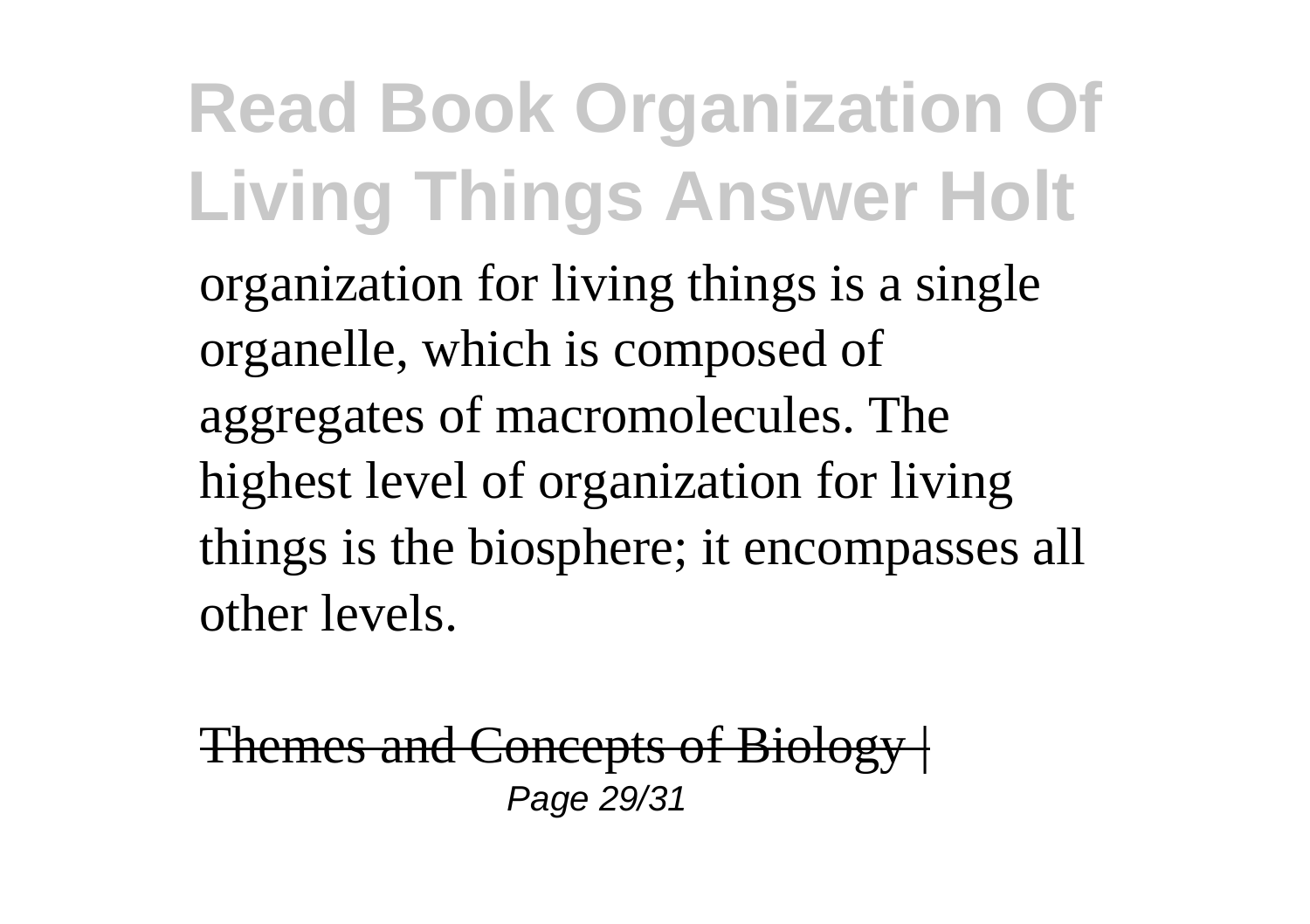organization for living things is a single organelle, which is composed of aggregates of macromolecules. The highest level of organization for living things is the biosphere; it encompasses all other levels.

Themes and Concepts of Biology |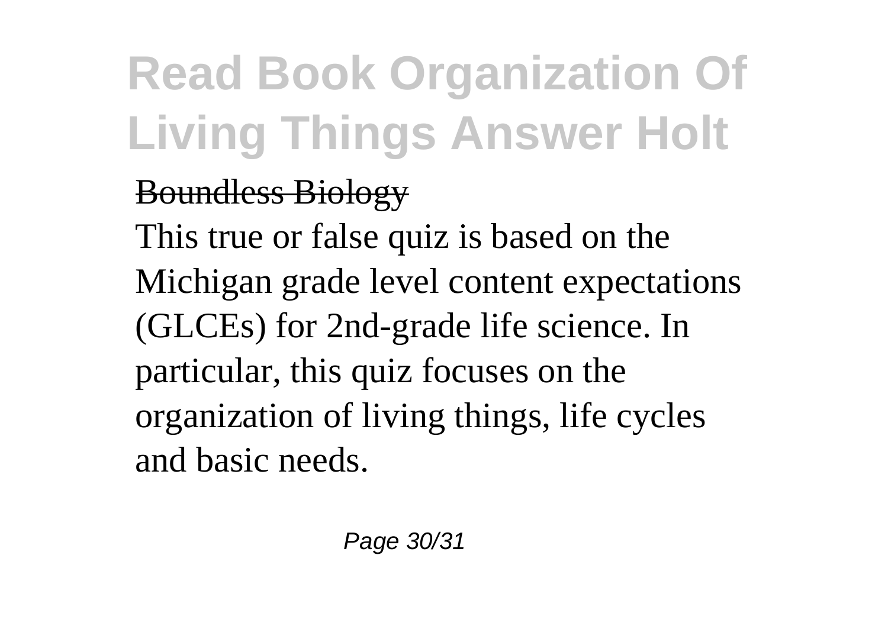Boundless Biology

This true or false quiz is based on the Michigan grade level content expectations (GLCEs) for 2nd-grade life science. In particular, this quiz focuses on the organization of living things, life cycles and basic needs.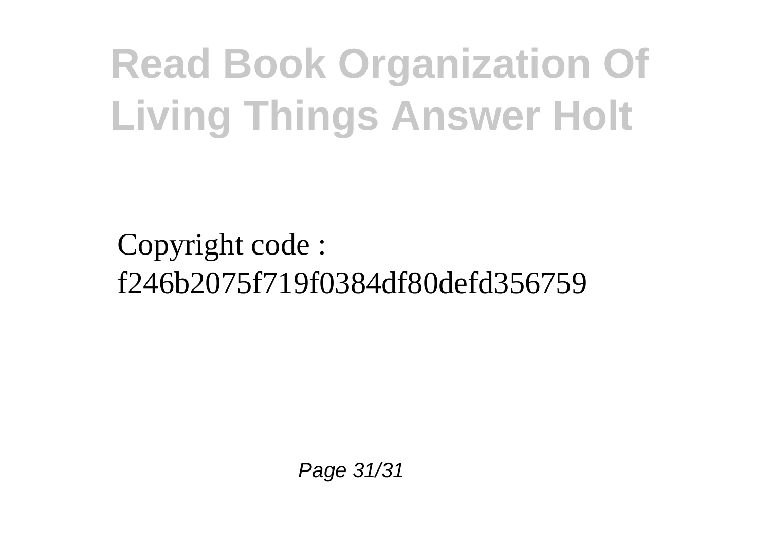Copyright code : f246b2075f719f0384df80defd356759